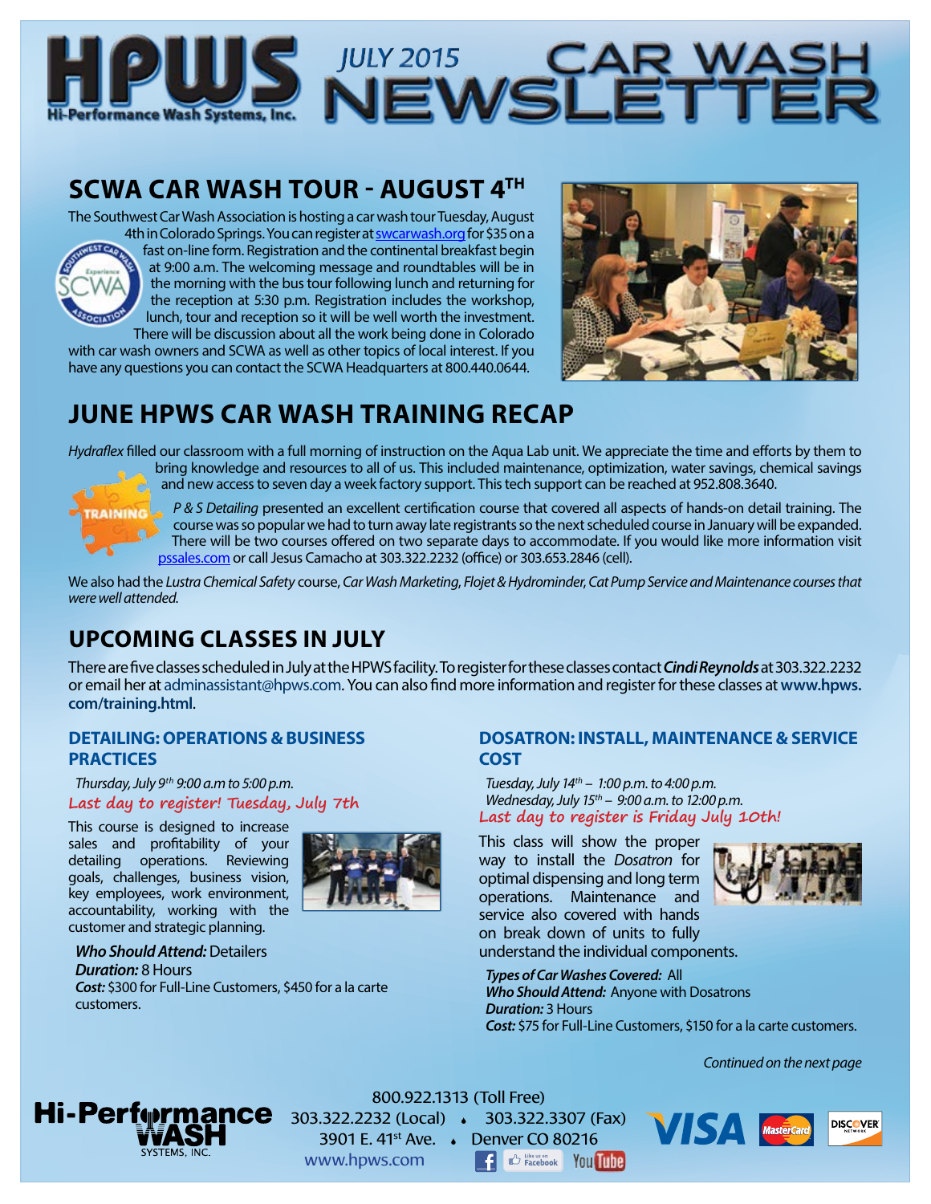# HPWS Hi-Performance Wash Systems, Inc. JULY 2015 CAR WASH NEWSLETTER

## SCWA CAR WASH TOUR - AUGUST 4TH

The Southwest Car Wash Association is hosting a car wash tour Tuesday, August 4th in Colorado Springs. You can register at swcarwash.org for $35 on a fast on-line form. Registration and the continental breakfast begin at 9:00 a.m. The welcoming message and roundtables will be in the morning with the bus tour following lunch and returning for the reception at 5:30 p.m. Registration includes the workshop, lunch, tour and reception so it will be well worth the investment. There will be discussion about all the work being done in Colorado with car wash owners and SCWA as well as other topics of local interest. If you have any questions you can contact the SCWA Headquarters at 800.440.0644.

## JUNE HPWS CAR WASH TRAINING RECAP

*Hydraflex* filled our classroom with a full morning of instruction on the Aqua Lab unit. We appreciate the time and efforts by them to bring knowledge and resources to all of us. This included maintenance, optimization, water savings, chemical savings and new access to seven day a week factory support. This tech support can be reached at 952.808.3640.

*P & S Detailing* presented an excellent certification course that covered all aspects of hands-on detail training. The course was so popular we had to turn away late registrants so the next scheduled course in January will be expanded. There will be two courses offered on two separate days to accommodate. If you would like more information visit pssales.com or call Jesus Camacho at 303.322.2232 (office) or 303.653.2846 (cell).

We also had the *Lustra Chemical Safety* course, *Car Wash Marketing, Flojet & Hydrominder, Cat Pump Service and Maintenance courses that were well attended.*

## UPCOMING CLASSES IN JULY

There are five classes scheduled in July at the HPWS facility. To register for these classes contact ***Cindi Reynolds*** at 303.322.2232 or email her at adminassistant@hpws.com. You can also find more information and register for these classes at **www.hpws.com/training.html**.

### DETAILING: OPERATIONS & BUSINESS PRACTICES

*Thursday, July 9th 9:00 a.m to 5:00 p.m.*

**Last day to register! Tuesday, July 7th**

This course is designed to increase sales and profitability of your detailing operations. Reviewing goals, challenges, business vision, key employees, work environment, accountability, working with the customer and strategic planning.

***Who Should Attend:*** Detailers
***Duration:*** 8 Hours
***Cost:*** $300 for Full-Line Customers, $450 for a la carte customers.

### DOSATRON: INSTALL, MAINTENANCE & SERVICE COST

*Tuesday, July 14th – 1:00 p.m. to 4:00 p.m.*
*Wednesday, July 15th – 9:00 a.m. to 12:00 p.m.*

**Last day to register is Friday July 10th!**

This class will show the proper way to install the *Dosatron* for optimal dispensing and long term operations. Maintenance and service also covered with hands on break down of units to fully understand the individual components.

***Types of Car Washes Covered:*** All
***Who Should Attend:*** Anyone with Dosatrons
***Duration:*** 3 Hours
***Cost:*** $75 for Full-Line Customers, $150 for a la carte customers.

*Continued on the next page*

Hi-Performance WASH SYSTEMS, INC.
800.922.1313 (Toll Free)
303.322.2232 (Local) • 303.322.3307 (Fax)
3901 E. 41st Ave. • Denver CO 80216
www.hpws.com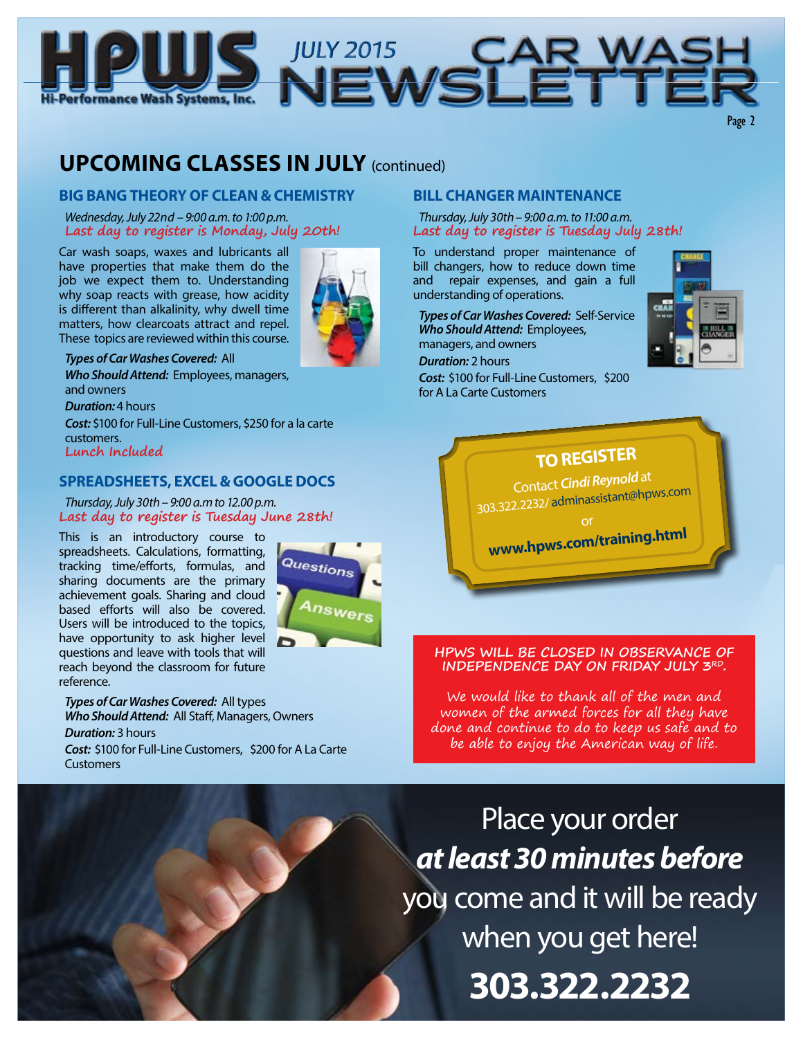## UPCOMING CLASSES IN JULY (continued)

### BIG BANG THEORY OF CLEAN & CHEMISTRY

*Wednesday, July 22nd – 9:00 a.m. to 1:00 p.m.*
**Last day to register is Monday, July 20th!**

Car wash soaps, waxes and lubricants all have properties that make them do the job we expect them to. Understanding why soap reacts with grease, how acidity is different than alkalinity, why dwell time matters, how clearcoats attract and repel. These topics are reviewed within this course.

***Types of Car Washes Covered:*** All
***Who Should Attend:*** Employees, managers, and owners
***Duration:*** 4 hours
***Cost:*** $100 for Full-Line Customers, $250 for a la carte customers.
**Lunch Included**

### SPREADSHEETS, EXCEL & GOOGLE DOCS

*Thursday, July 30th – 9:00 a.m to 12.00 p.m.*
**Last day to register is Tuesday June 28th!**

This is an introductory course to spreadsheets. Calculations, formatting, tracking time/efforts, formulas, and sharing documents are the primary achievement goals. Sharing and cloud based efforts will also be covered. Users will be introduced to the topics, have opportunity to ask higher level questions and leave with tools that will reach beyond the classroom for future reference.

***Types of Car Washes Covered:*** All types
***Who Should Attend:*** All Staff, Managers, Owners
***Duration:*** 3 hours
***Cost:*** $100 for Full-Line Customers, $200 for A La Carte Customers

### BILL CHANGER MAINTENANCE

*Thursday, July 30th – 9:00 a.m. to 11:00 a.m.*
**Last day to register is Tuesday July 28th!**

To understand proper maintenance of bill changers, how to reduce down time and repair expenses, and gain a full understanding of operations.

***Types of Car Washes Covered:*** Self-Service
***Who Should Attend:*** Employees, managers, and owners
***Duration:*** 2 hours
***Cost:*** $100 for Full-Line Customers, $200 for A La Carte Customers

**TO REGISTER**

Contact ***Cindi Reynold*** at 303.322.2232/ adminassistant@hpws.com

or

**www.hpws.com/training.html**

**HPWS WILL BE CLOSED IN OBSERVANCE OF INDEPENDENCE DAY ON FRIDAY JULY 3RD.**

We would like to thank all of the men and women of the armed forces for all they have done and continue to do to keep us safe and to be able to enjoy the American way of life.

Place your order ***at least 30 minutes before*** you come and it will be ready when you get here!

**303.322.2232**